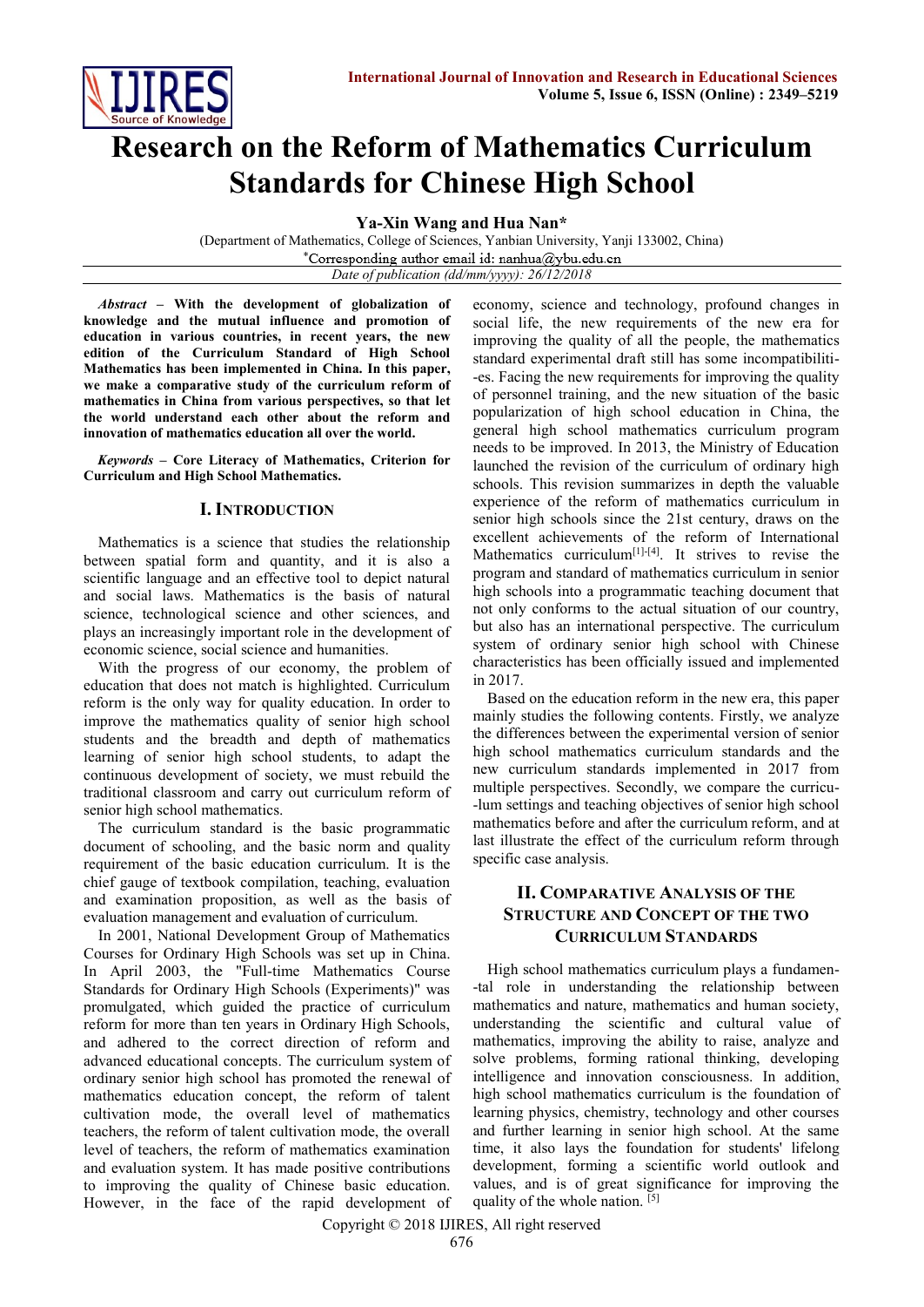# Research on the Reform of Mathematics Curriculum Standards for Chinese High School

**Ya-Xin Wang and Hua Nan***

(Department of Mathematics, College of Sciences, Yanbian University, Yanji 133002, China)

*Corresponding author email id: nanhua@ybu.edu.cn

*Date of publication (dd/mm/yyyy): 26/12/2018*

***Abstract* – With the development of globalization of knowledge and the mutual influence and promotion of education in various countries, in recent years, the new edition of the Curriculum Standard of High School Mathematics has been implemented in China. In this paper, we make a comparative study of the curriculum reform of mathematics in China from various perspectives, so that let the world understand each other about the reform and innovation of mathematics education all over the world.**

***Keywords* – Core Literacy of Mathematics, Criterion for Curriculum and High School Mathematics.**

## I. Introduction

Mathematics is a science that studies the relationship between spatial form and quantity, and it is also a scientific language and an effective tool to depict natural and social laws. Mathematics is the basis of natural science, technological science and other sciences, and plays an increasingly important role in the development of economic science, social science and humanities.

With the progress of our economy, the problem of education that does not match is highlighted. Curriculum reform is the only way for quality education. In order to improve the mathematics quality of senior high school students and the breadth and depth of mathematics learning of senior high school students, to adapt the continuous development of society, we must rebuild the traditional classroom and carry out curriculum reform of senior high school mathematics.

The curriculum standard is the basic programmatic document of schooling, and the basic norm and quality requirement of the basic education curriculum. It is the chief gauge of textbook compilation, teaching, evaluation and examination proposition, as well as the basis of evaluation management and evaluation of curriculum.

In 2001, National Development Group of Mathematics Courses for Ordinary High Schools was set up in China. In April 2003, the "Full-time Mathematics Course Standards for Ordinary High Schools (Experiments)" was promulgated, which guided the practice of curriculum reform for more than ten years in Ordinary High Schools, and adhered to the correct direction of reform and advanced educational concepts. The curriculum system of ordinary senior high school has promoted the renewal of mathematics education concept, the reform of talent cultivation mode, the overall level of mathematics teachers, the reform of talent cultivation mode, the overall level of teachers, the reform of mathematics examination and evaluation system. It has made positive contributions to improving the quality of Chinese basic education. However, in the face of the rapid development of economy, science and technology, profound changes in social life, the new requirements of the new era for improving the quality of all the people, the mathematics standard experimental draft still has some incompatibilities. Facing the new requirements for improving the quality of personnel training, and the new situation of the basic popularization of high school education in China, the general high school mathematics curriculum program needs to be improved. In 2013, the Ministry of Education launched the revision of the curriculum of ordinary high schools. This revision summarizes in depth the valuable experience of the reform of mathematics curriculum in senior high schools since the 21st century, draws on the excellent achievements of the reform of International Mathematics curriculum[1]-[4]. It strives to revise the program and standard of mathematics curriculum in senior high schools into a programmatic teaching document that not only conforms to the actual situation of our country, but also has an international perspective. The curriculum system of ordinary senior high school with Chinese characteristics has been officially issued and implemented in 2017.

Based on the education reform in the new era, this paper mainly studies the following contents. Firstly, we analyze the differences between the experimental version of senior high school mathematics curriculum standards and the new curriculum standards implemented in 2017 from multiple perspectives. Secondly, we compare the curriculum settings and teaching objectives of senior high school mathematics before and after the curriculum reform, and at last illustrate the effect of the curriculum reform through specific case analysis.

## II. Comparative Analysis of the Structure and Concept of the Two Curriculum Standards

High school mathematics curriculum plays a fundamental role in understanding the relationship between mathematics and nature, mathematics and human society, understanding the scientific and cultural value of mathematics, improving the ability to raise, analyze and solve problems, forming rational thinking, developing intelligence and innovation consciousness. In addition, high school mathematics curriculum is the foundation of learning physics, chemistry, technology and other courses and further learning in senior high school. At the same time, it also lays the foundation for students' lifelong development, forming a scientific world outlook and values, and is of great significance for improving the quality of the whole nation. [5]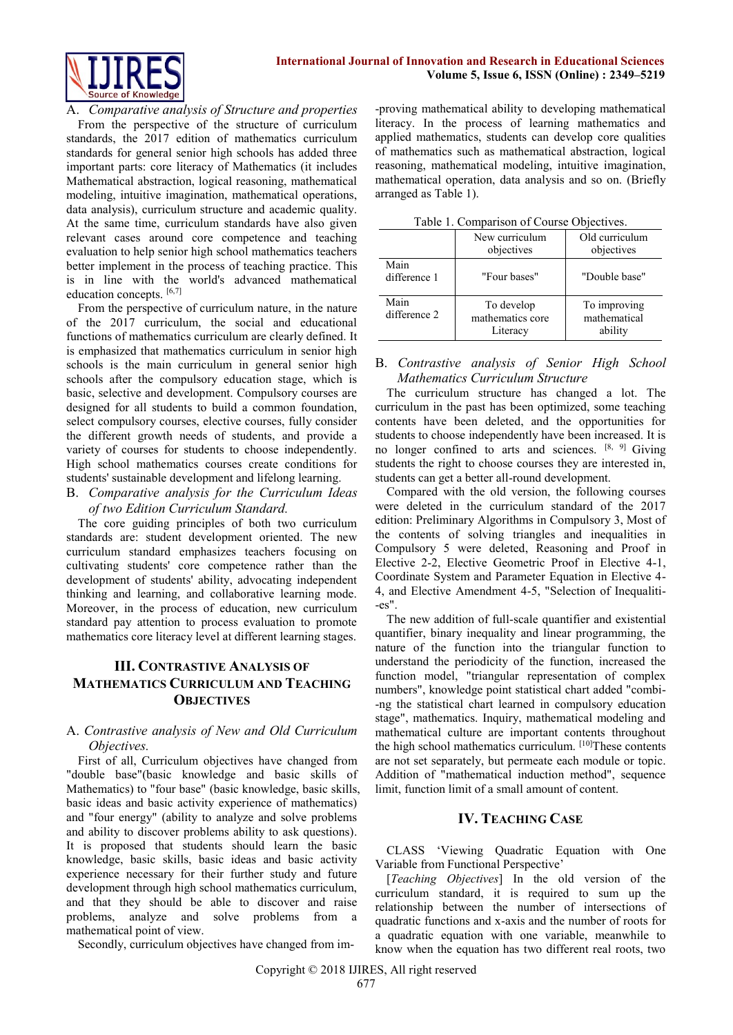### A. *Comparative analysis of Structure and properties*

From the perspective of the structure of curriculum standards, the 2017 edition of mathematics curriculum standards for general senior high schools has added three important parts: core literacy of Mathematics (it includes Mathematical abstraction, logical reasoning, mathematical modeling, intuitive imagination, mathematical operations, data analysis), curriculum structure and academic quality. At the same time, curriculum standards have also given relevant cases around core competence and teaching evaluation to help senior high school mathematics teachers better implement in the process of teaching practice. This is in line with the world's advanced mathematical education concepts. [6,7]

From the perspective of curriculum nature, in the nature of the 2017 curriculum, the social and educational functions of mathematics curriculum are clearly defined. It is emphasized that mathematics curriculum in senior high schools is the main curriculum in general senior high schools after the compulsory education stage, which is basic, selective and development. Compulsory courses are designed for all students to build a common foundation, select compulsory courses, elective courses, fully consider the different growth needs of students, and provide a variety of courses for students to choose independently. High school mathematics courses create conditions for students' sustainable development and lifelong learning.

### B. *Comparative analysis for the Curriculum Ideas of two Edition Curriculum Standard.*

The core guiding principles of both two curriculum standards are: student development oriented. The new curriculum standard emphasizes teachers focusing on cultivating students' core competence rather than the development of students' ability, advocating independent thinking and learning, and collaborative learning mode. Moreover, in the process of education, new curriculum standard pay attention to process evaluation to promote mathematics core literacy level at different learning stages.

## III. Contrastive Analysis of Mathematics Curriculum and Teaching Objectives

### A. *Contrastive analysis of New and Old Curriculum Objectives.*

First of all, Curriculum objectives have changed from "double base"(basic knowledge and basic skills of Mathematics) to "four base" (basic knowledge, basic skills, basic ideas and basic activity experience of mathematics) and "four energy" (ability to analyze and solve problems and ability to discover problems ability to ask questions). It is proposed that students should learn the basic knowledge, basic skills, basic ideas and basic activity experience necessary for their further study and future development through high school mathematics curriculum, and that they should be able to discover and raise problems, analyze and solve problems from a mathematical point of view.

Secondly, curriculum objectives have changed from im-proving mathematical ability to developing mathematical literacy. In the process of learning mathematics and applied mathematics, students can develop core qualities of mathematics such as mathematical abstraction, logical reasoning, mathematical modeling, intuitive imagination, mathematical operation, data analysis and so on. (Briefly arranged as Table 1).

Table 1. Comparison of Course Objectives.

| | New curriculum objectives | Old curriculum objectives |
|---|---|---|
| Main difference 1 | "Four bases" | "Double base" |
| Main difference 2 | To develop mathematics core Literacy | To improving mathematical ability |

### B. *Contrastive analysis of Senior High School Mathematics Curriculum Structure*

The curriculum structure has changed a lot. The curriculum in the past has been optimized, some teaching contents have been deleted, and the opportunities for students to choose independently have been increased. It is no longer confined to arts and sciences. [8, 9] Giving students the right to choose courses they are interested in, students can get a better all-round development.

Compared with the old version, the following courses were deleted in the curriculum standard of the 2017 edition: Preliminary Algorithms in Compulsory 3, Most of the contents of solving triangles and inequalities in Compulsory 5 were deleted, Reasoning and Proof in Elective 2-2, Elective Geometric Proof in Elective 4-1, Coordinate System and Parameter Equation in Elective 4-4, and Elective Amendment 4-5, "Selection of Inequaliti-es".

The new addition of full-scale quantifier and existential quantifier, binary inequality and linear programming, the nature of the function into the triangular function to understand the periodicity of the function, increased the function model, "triangular representation of complex numbers", knowledge point statistical chart added "combi-ng the statistical chart learned in compulsory education stage", mathematics. Inquiry, mathematical modeling and mathematical culture are important contents throughout the high school mathematics curriculum. [10]These contents are not set separately, but permeate each module or topic. Addition of "mathematical induction method", sequence limit, function limit of a small amount of content.

## IV. Teaching Case

CLASS 'Viewing Quadratic Equation with One Variable from Functional Perspective'

[*Teaching Objectives*] In the old version of the curriculum standard, it is required to sum up the relationship between the number of intersections of quadratic functions and x-axis and the number of roots for a quadratic equation with one variable, meanwhile to know when the equation has two different real roots, two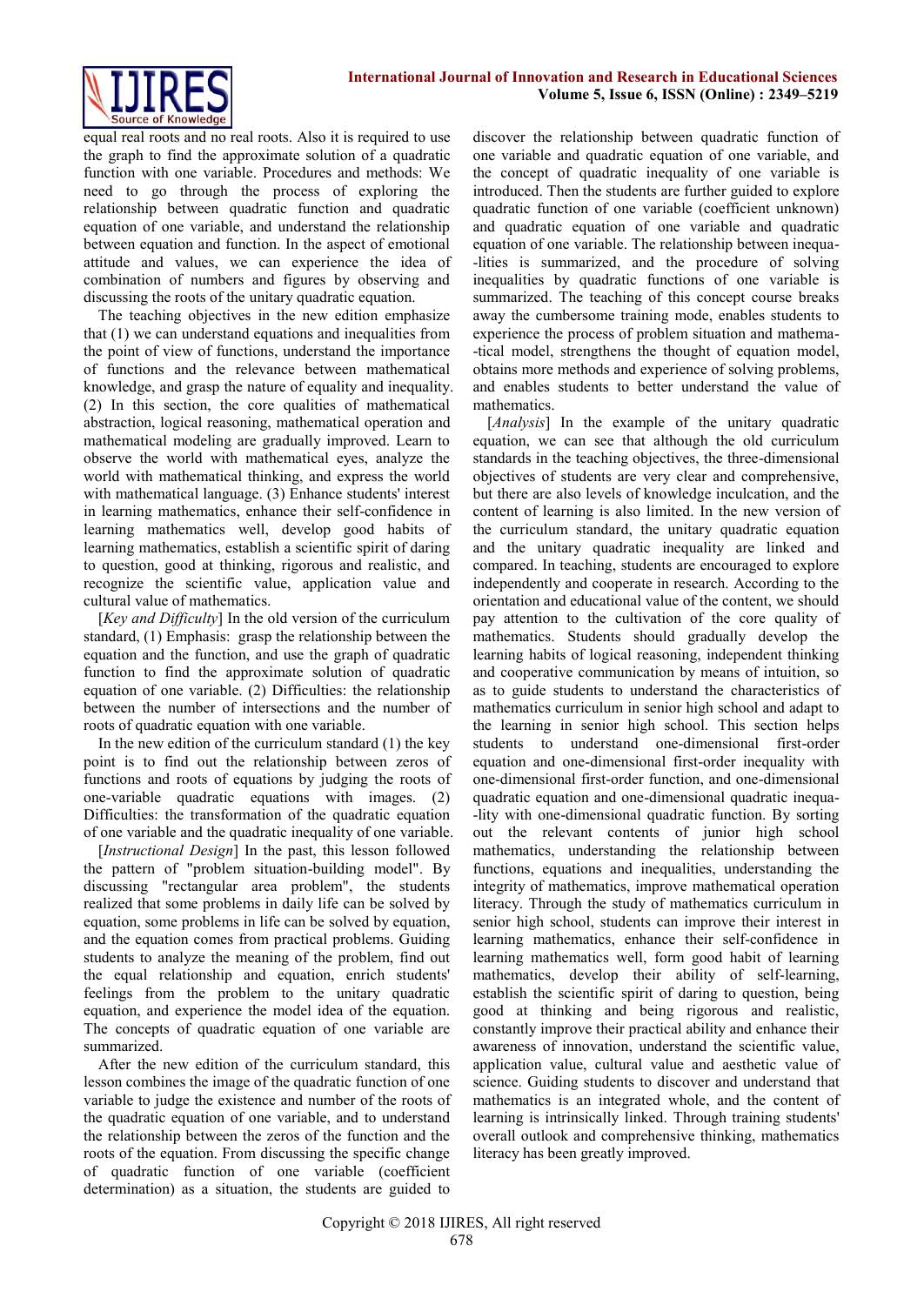equal real roots and no real roots. Also it is required to use the graph to find the approximate solution of a quadratic function with one variable. Procedures and methods: We need to go through the process of exploring the relationship between quadratic function and quadratic equation of one variable, and understand the relationship between equation and function. In the aspect of emotional attitude and values, we can experience the idea of combination of numbers and figures by observing and discussing the roots of the unitary quadratic equation.

The teaching objectives in the new edition emphasize that (1) we can understand equations and inequalities from the point of view of functions, understand the importance of functions and the relevance between mathematical knowledge, and grasp the nature of equality and inequality. (2) In this section, the core qualities of mathematical abstraction, logical reasoning, mathematical operation and mathematical modeling are gradually improved. Learn to observe the world with mathematical eyes, analyze the world with mathematical thinking, and express the world with mathematical language. (3) Enhance students' interest in learning mathematics, enhance their self-confidence in learning mathematics well, develop good habits of learning mathematics, establish a scientific spirit of daring to question, good at thinking, rigorous and realistic, and recognize the scientific value, application value and cultural value of mathematics.

[*Key and Difficulty*] In the old version of the curriculum standard, (1) Emphasis: grasp the relationship between the equation and the function, and use the graph of quadratic function to find the approximate solution of quadratic equation of one variable. (2) Difficulties: the relationship between the number of intersections and the number of roots of quadratic equation with one variable.

In the new edition of the curriculum standard (1) the key point is to find out the relationship between zeros of functions and roots of equations by judging the roots of one-variable quadratic equations with images. (2) Difficulties: the transformation of the quadratic equation of one variable and the quadratic inequality of one variable.

[*Instructional Design*] In the past, this lesson followed the pattern of "problem situation-building model". By discussing "rectangular area problem", the students realized that some problems in daily life can be solved by equation, some problems in life can be solved by equation, and the equation comes from practical problems. Guiding students to analyze the meaning of the problem, find out the equal relationship and equation, enrich students' feelings from the problem to the unitary quadratic equation, and experience the model idea of the equation. The concepts of quadratic equation of one variable are summarized.

After the new edition of the curriculum standard, this lesson combines the image of the quadratic function of one variable to judge the existence and number of the roots of the quadratic equation of one variable, and to understand the relationship between the zeros of the function and the roots of the equation. From discussing the specific change of quadratic function of one variable (coefficient determination) as a situation, the students are guided to discover the relationship between quadratic function of one variable and quadratic equation of one variable, and the concept of quadratic inequality of one variable is introduced. Then the students are further guided to explore quadratic function of one variable (coefficient unknown) and quadratic equation of one variable and quadratic equation of one variable. The relationship between inequalities is summarized, and the procedure of solving inequalities by quadratic functions of one variable is summarized. The teaching of this concept course breaks away the cumbersome training mode, enables students to experience the process of problem situation and mathematical model, strengthens the thought of equation model, obtains more methods and experience of solving problems, and enables students to better understand the value of mathematics.

[*Analysis*] In the example of the unitary quadratic equation, we can see that although the old curriculum standards in the teaching objectives, the three-dimensional objectives of students are very clear and comprehensive, but there are also levels of knowledge inculcation, and the content of learning is also limited. In the new version of the curriculum standard, the unitary quadratic equation and the unitary quadratic inequality are linked and compared. In teaching, students are encouraged to explore independently and cooperate in research. According to the orientation and educational value of the content, we should pay attention to the cultivation of the core quality of mathematics. Students should gradually develop the learning habits of logical reasoning, independent thinking and cooperative communication by means of intuition, so as to guide students to understand the characteristics of mathematics curriculum in senior high school and adapt to the learning in senior high school. This section helps students to understand one-dimensional first-order equation and one-dimensional first-order inequality with one-dimensional first-order function, and one-dimensional quadratic equation and one-dimensional quadratic inequality with one-dimensional quadratic function. By sorting out the relevant contents of junior high school mathematics, understanding the relationship between functions, equations and inequalities, understanding the integrity of mathematics, improve mathematical operation literacy. Through the study of mathematics curriculum in senior high school, students can improve their interest in learning mathematics, enhance their self-confidence in learning mathematics well, form good habit of learning mathematics, develop their ability of self-learning, establish the scientific spirit of daring to question, being good at thinking and being rigorous and realistic, constantly improve their practical ability and enhance their awareness of innovation, understand the scientific value, application value, cultural value and aesthetic value of science. Guiding students to discover and understand that mathematics is an integrated whole, and the content of learning is intrinsically linked. Through training students' overall outlook and comprehensive thinking, mathematics literacy has been greatly improved.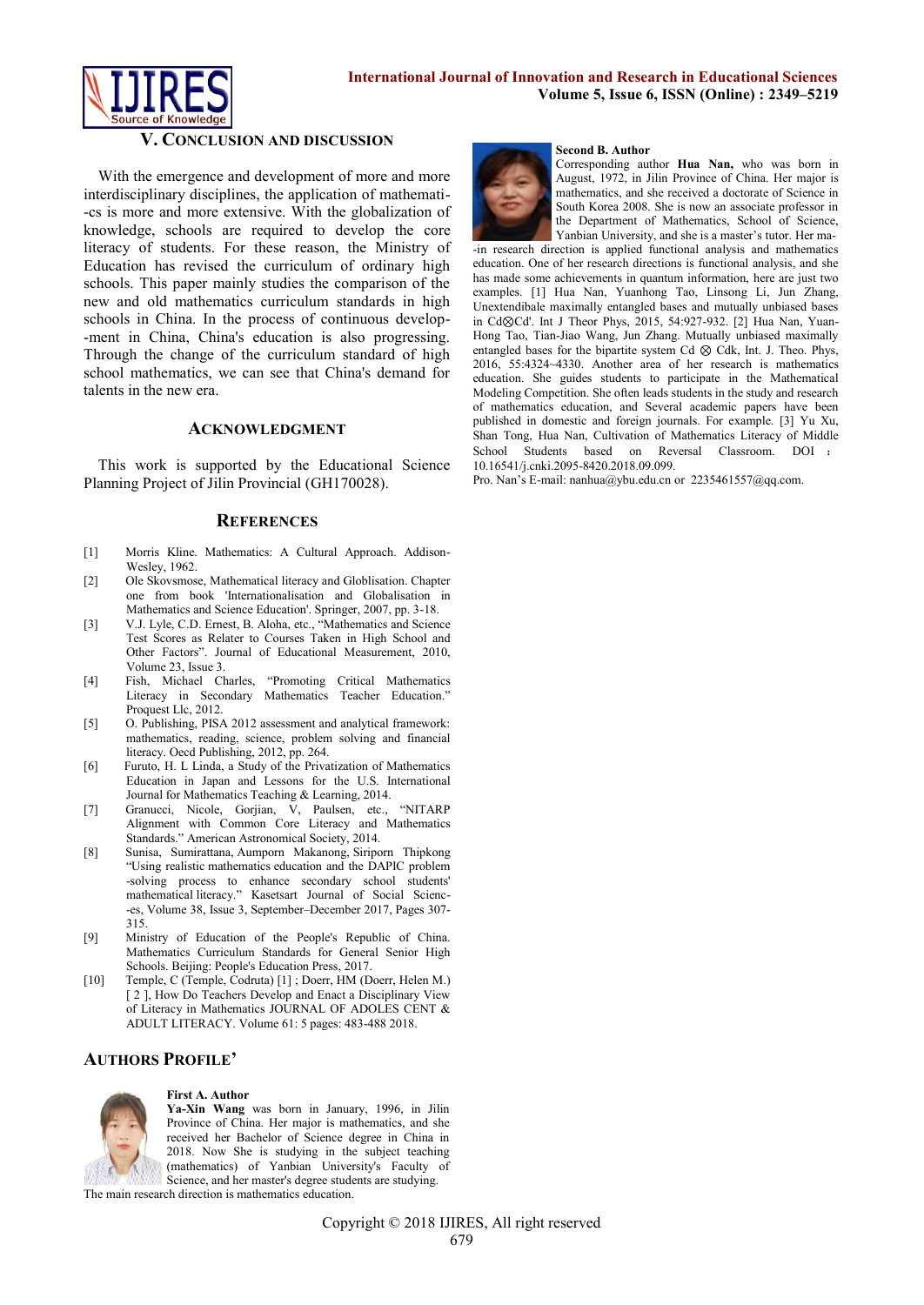## V. Conclusion and Discussion

With the emergence and development of more and more interdisciplinary disciplines, the application of mathematics is more and more extensive. With the globalization of knowledge, schools are required to develop the core literacy of students. For these reason, the Ministry of Education has revised the curriculum of ordinary high schools. This paper mainly studies the comparison of the new and old mathematics curriculum standards in high schools in China. In the process of continuous development in China, China's education is also progressing. Through the change of the curriculum standard of high school mathematics, we can see that China's demand for talents in the new era.

## Acknowledgment

This work is supported by the Educational Science Planning Project of Jilin Provincial (GH170028).

## References

[1] Morris Kline. Mathematics: A Cultural Approach. Addison-Wesley, 1962.

[2] Ole Skovsmose, Mathematical literacy and Globlisation. Chapter one from book 'Internationalisation and Globalisation in Mathematics and Science Education'. Springer, 2007, pp. 3-18.

[3] V.J. Lyle, C.D. Ernest, B. Aloha, etc., "Mathematics and Science Test Scores as Relater to Courses Taken in High School and Other Factors". Journal of Educational Measurement, 2010, Volume 23, Issue 3.

[4] Fish, Michael Charles, "Promoting Critical Mathematics Literacy in Secondary Mathematics Teacher Education." Proquest Llc, 2012.

[5] O. Publishing, PISA 2012 assessment and analytical framework: mathematics, reading, science, problem solving and financial literacy. Oecd Publishing, 2012, pp. 264.

[6] Furuto, H. L Linda, a Study of the Privatization of Mathematics Education in Japan and Lessons for the U.S. International Journal for Mathematics Teaching & Learning, 2014.

[7] Granucci, Nicole, Gorjian, V, Paulsen, etc., "NITARP Alignment with Common Core Literacy and Mathematics Standards." American Astronomical Society, 2014.

[8] Sunisa, Sumirattana, Aumporn Makanong, Siriporn Thipkong "Using realistic mathematics education and the DAPIC problem -solving process to enhance secondary school students' mathematical literacy." Kasetsart Journal of Social Sciences, Volume 38, Issue 3, September–December 2017, Pages 307-315.

[9] Ministry of Education of the People's Republic of China. Mathematics Curriculum Standards for General Senior High Schools. Beijing: People's Education Press, 2017.

[10] Temple, C (Temple, Codruta) [1] ; Doerr, HM (Doerr, Helen M.) [ 2 ], How Do Teachers Develop and Enact a Disciplinary View of Literacy in Mathematics JOURNAL OF ADOLES CENT & ADULT LITERACY. Volume 61: 5 pages: 483-488 2018.

## Authors Profile'

**First A. Author**
**Ya-Xin Wang** was born in January, 1996, in Jilin Province of China. Her major is mathematics, and she received her Bachelor of Science degree in China in 2018. Now She is studying in the subject teaching (mathematics) of Yanbian University's Faculty of Science, and her master's degree students are studying. The main research direction is mathematics education.

**Second B. Author**
Corresponding author **Hua Nan,** who was born in August, 1972, in Jilin Province of China. Her major is mathematics, and she received a doctorate of Science in South Korea 2008. She is now an associate professor in the Department of Mathematics, School of Science, Yanbian University, and she is a master's tutor. Her main research direction is applied functional analysis and mathematics education. One of her research directions is functional analysis, and she has made some achievements in quantum information, here are just two examples. [1] Hua Nan, Yuanhong Tao, Linsong Li, Jun Zhang, Unextendibale maximally entangled bases and mutually unbiased bases in Cd⊗Cd'. Int J Theor Phys, 2015, 54:927-932. [2] Hua Nan, Yuan-Hong Tao, Tian-Jiao Wang, Jun Zhang. Mutually unbiased maximally entangled bases for the bipartite system Cd ⊗ Cdk, Int. J. Theo. Phys, 2016, 55:4324~4330. Another area of her research is mathematics education. She guides students to participate in the Mathematical Modeling Competition. She often leads students in the study and research of mathematics education, and Several academic papers have been published in domestic and foreign journals. For example. [3] Yu Xu, Shan Tong, Hua Nan, Cultivation of Mathematics Literacy of Middle School Students based on Reversal Classroom. DOI : 10.16541/j.cnki.2095-8420.2018.09.099.
Pro. Nan's E-mail: nanhua@ybu.edu.cn or 2235461557@qq.com.